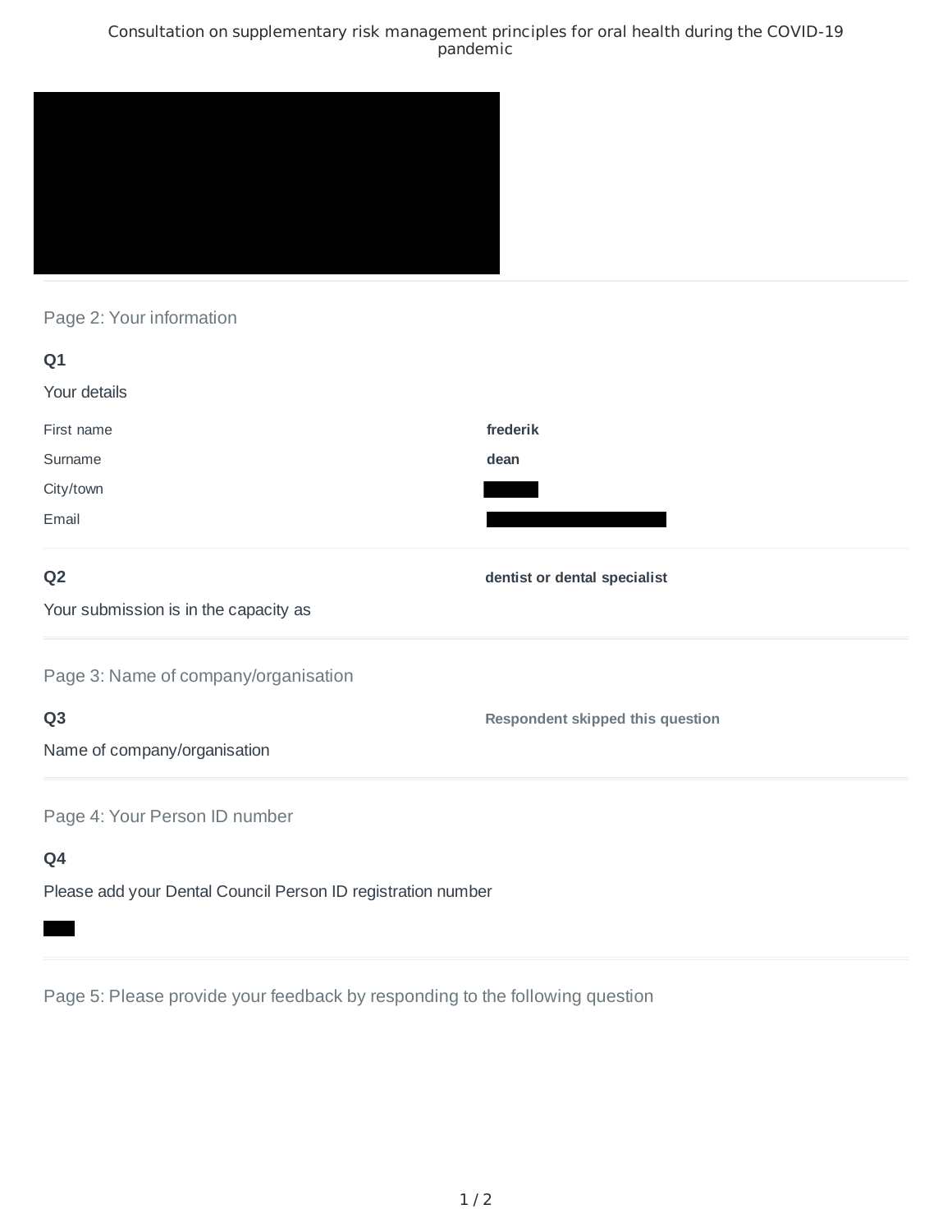Consultation on supplementary risk management principles for oral health during the COVID-19 pandemic

## Page 2: Your information

**Q1**

Your details

| | |
|---|---|
| First name | **frederik** |
| Surname | **dean** |
| City/town | |
| Email | |

**Q2**

Your submission is in the capacity as

**dentist or dental specialist**

## Page 3: Name of company/organisation

**Q3**

Name of company/organisation

**Respondent skipped this question**

## Page 4: Your Person ID number

**Q4**

Please add your Dental Council Person ID registration number

## Page 5: Please provide your feedback by responding to the following question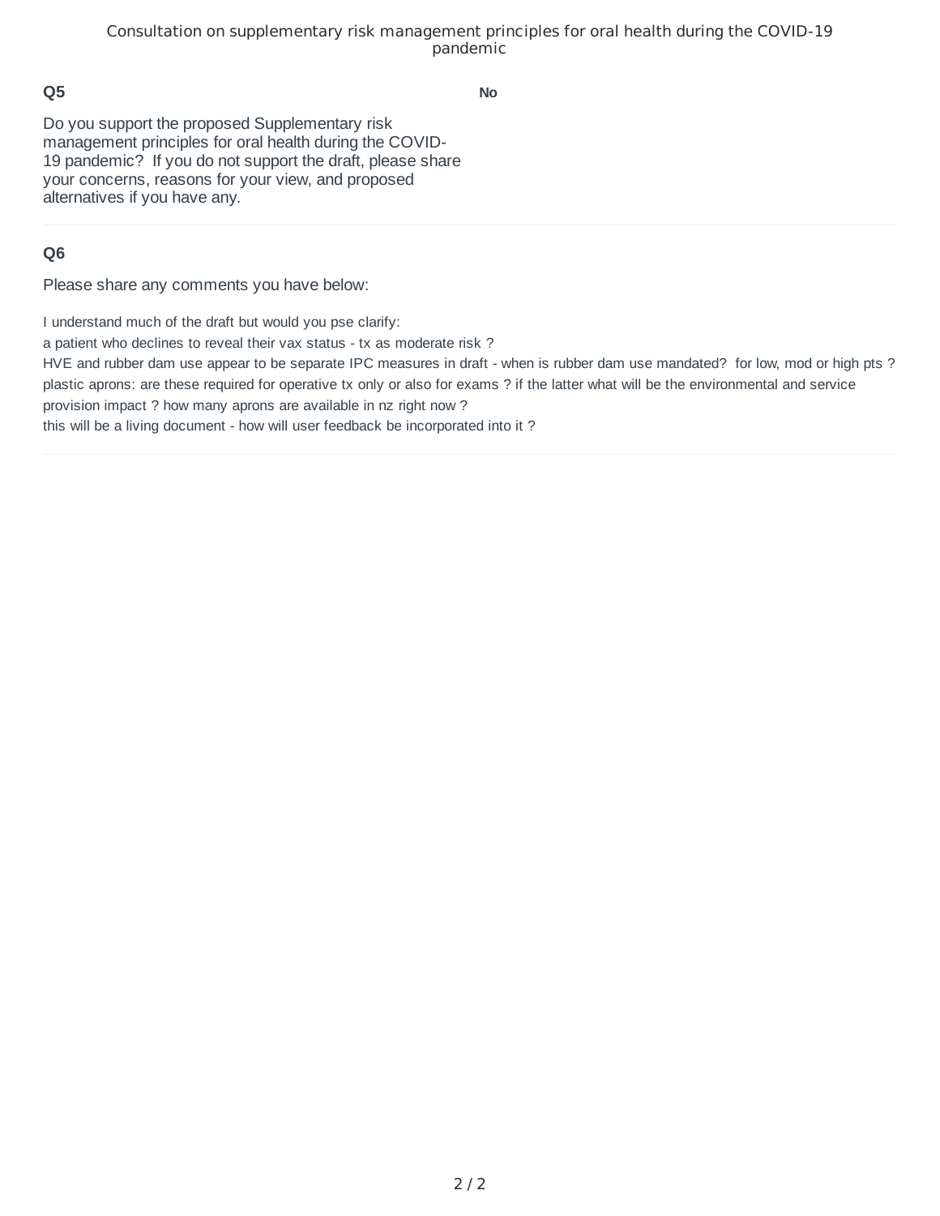## Q5

Do you support the proposed Supplementary risk management principles for oral health during the COVID-19 pandemic? If you do not support the draft, please share your concerns, reasons for your view, and proposed alternatives if you have any.

**No**

## Q6

Please share any comments you have below:

I understand much of the draft but would you pse clarify:
a patient who declines to reveal their vax status - tx as moderate risk ?
HVE and rubber dam use appear to be separate IPC measures in draft - when is rubber dam use mandated? for low, mod or high pts ?
plastic aprons: are these required for operative tx only or also for exams ? if the latter what will be the environmental and service provision impact ? how many aprons are available in nz right now ?
this will be a living document - how will user feedback be incorporated into it ?